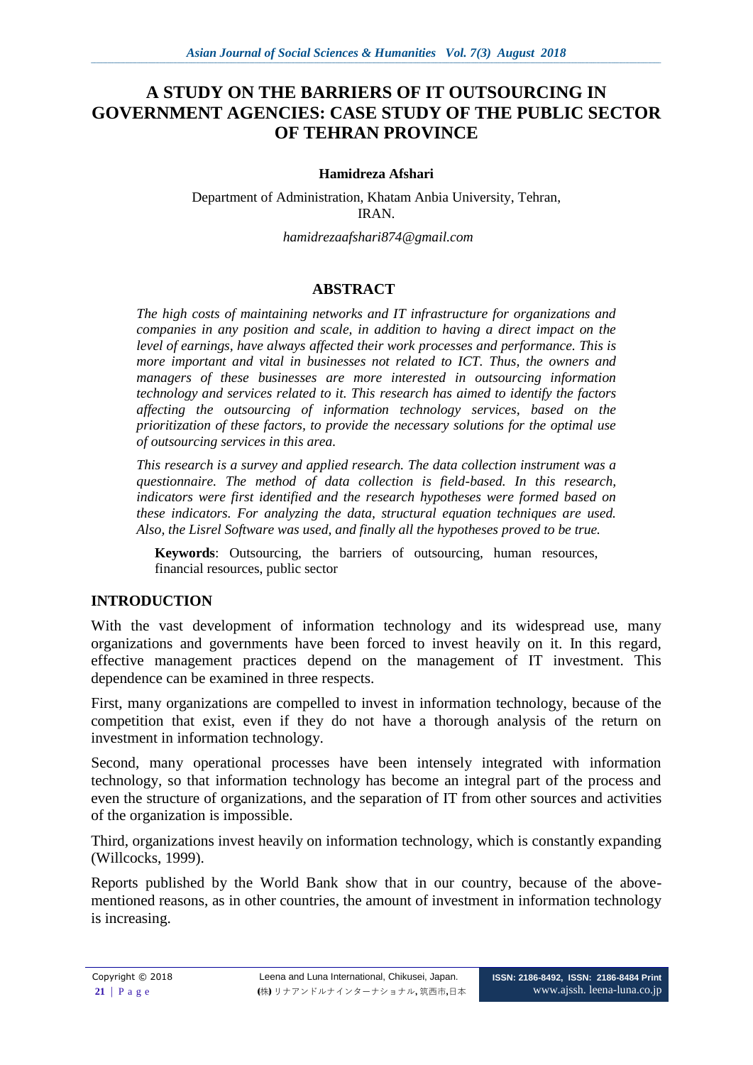# A STUDY ON THE BARRIERS OF IT OUTSOURCING IN GOVERNMENT AGENCIES: CASE STUDY OF THE PUBLIC SECTOR OF TEHRAN PROVINCE

**Hamidreza Afshari**

Department of Administration, Khatam Anbia University, Tehran, IRAN.

*hamidrezaafshari874@gmail.com*

## ABSTRACT

*The high costs of maintaining networks and IT infrastructure for organizations and companies in any position and scale, in addition to having a direct impact on the level of earnings, have always affected their work processes and performance. This is more important and vital in businesses not related to ICT. Thus, the owners and managers of these businesses are more interested in outsourcing information technology and services related to it. This research has aimed to identify the factors affecting the outsourcing of information technology services, based on the prioritization of these factors, to provide the necessary solutions for the optimal use of outsourcing services in this area.*

*This research is a survey and applied research. The data collection instrument was a questionnaire. The method of data collection is field-based. In this research, indicators were first identified and the research hypotheses were formed based on these indicators. For analyzing the data, structural equation techniques are used. Also, the Lisrel Software was used, and finally all the hypotheses proved to be true.*

**Keywords**: Outsourcing, the barriers of outsourcing, human resources, financial resources, public sector

## INTRODUCTION

With the vast development of information technology and its widespread use, many organizations and governments have been forced to invest heavily on it. In this regard, effective management practices depend on the management of IT investment. This dependence can be examined in three respects.

First, many organizations are compelled to invest in information technology, because of the competition that exist, even if they do not have a thorough analysis of the return on investment in information technology.

Second, many operational processes have been intensely integrated with information technology, so that information technology has become an integral part of the process and even the structure of organizations, and the separation of IT from other sources and activities of the organization is impossible.

Third, organizations invest heavily on information technology, which is constantly expanding (Willcocks, 1999).

Reports published by the World Bank show that in our country, because of the above-mentioned reasons, as in other countries, the amount of investment in information technology is increasing.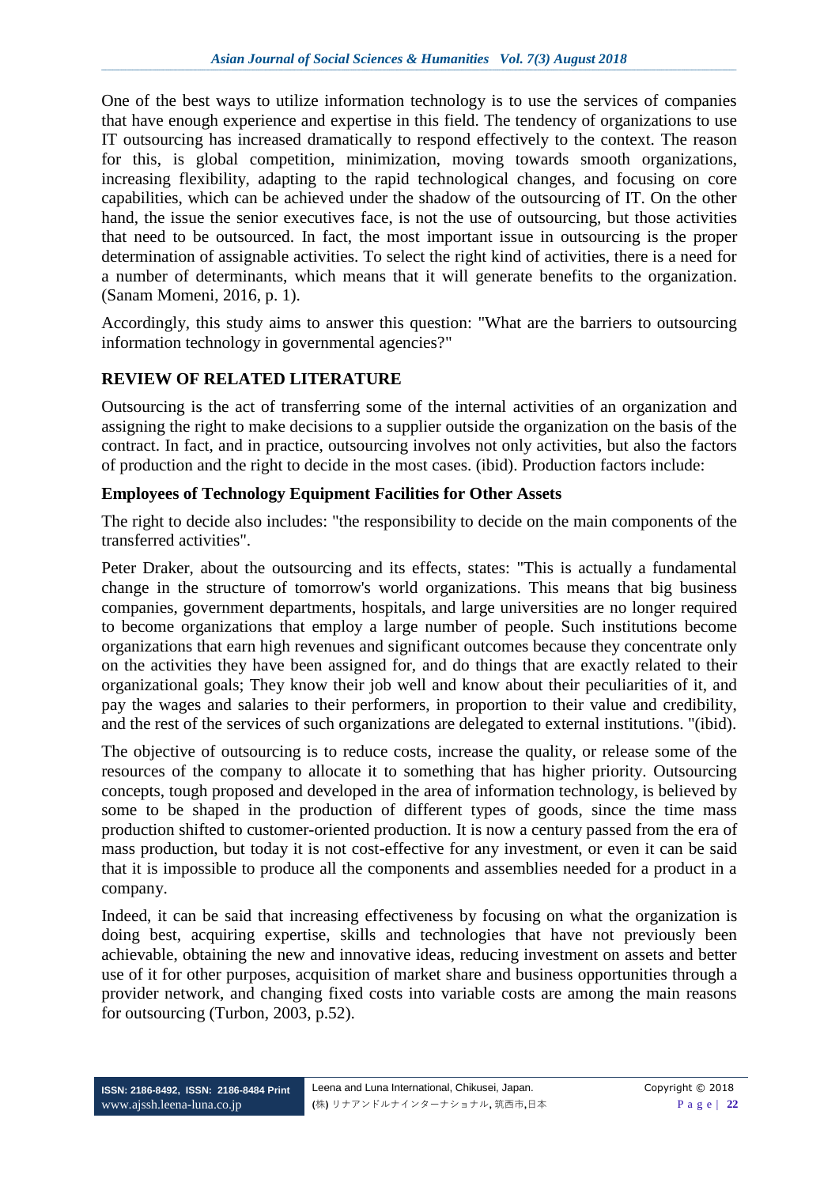One of the best ways to utilize information technology is to use the services of companies that have enough experience and expertise in this field. The tendency of organizations to use IT outsourcing has increased dramatically to respond effectively to the context. The reason for this, is global competition, minimization, moving towards smooth organizations, increasing flexibility, adapting to the rapid technological changes, and focusing on core capabilities, which can be achieved under the shadow of the outsourcing of IT. On the other hand, the issue the senior executives face, is not the use of outsourcing, but those activities that need to be outsourced. In fact, the most important issue in outsourcing is the proper determination of assignable activities. To select the right kind of activities, there is a need for a number of determinants, which means that it will generate benefits to the organization. (Sanam Momeni, 2016, p. 1).

Accordingly, this study aims to answer this question: "What are the barriers to outsourcing information technology in governmental agencies?"

## REVIEW OF RELATED LITERATURE

Outsourcing is the act of transferring some of the internal activities of an organization and assigning the right to make decisions to a supplier outside the organization on the basis of the contract. In fact, and in practice, outsourcing involves not only activities, but also the factors of production and the right to decide in the most cases. (ibid). Production factors include:

**Employees of Technology Equipment Facilities for Other Assets**

The right to decide also includes: "the responsibility to decide on the main components of the transferred activities".

Peter Draker, about the outsourcing and its effects, states: "This is actually a fundamental change in the structure of tomorrow's world organizations. This means that big business companies, government departments, hospitals, and large universities are no longer required to become organizations that employ a large number of people. Such institutions become organizations that earn high revenues and significant outcomes because they concentrate only on the activities they have been assigned for, and do things that are exactly related to their organizational goals; They know their job well and know about their peculiarities of it, and pay the wages and salaries to their performers, in proportion to their value and credibility, and the rest of the services of such organizations are delegated to external institutions. "(ibid).

The objective of outsourcing is to reduce costs, increase the quality, or release some of the resources of the company to allocate it to something that has higher priority. Outsourcing concepts, tough proposed and developed in the area of information technology, is believed by some to be shaped in the production of different types of goods, since the time mass production shifted to customer-oriented production. It is now a century passed from the era of mass production, but today it is not cost-effective for any investment, or even it can be said that it is impossible to produce all the components and assemblies needed for a product in a company.

Indeed, it can be said that increasing effectiveness by focusing on what the organization is doing best, acquiring expertise, skills and technologies that have not previously been achievable, obtaining the new and innovative ideas, reducing investment on assets and better use of it for other purposes, acquisition of market share and business opportunities through a provider network, and changing fixed costs into variable costs are among the main reasons for outsourcing (Turbon, 2003, p.52).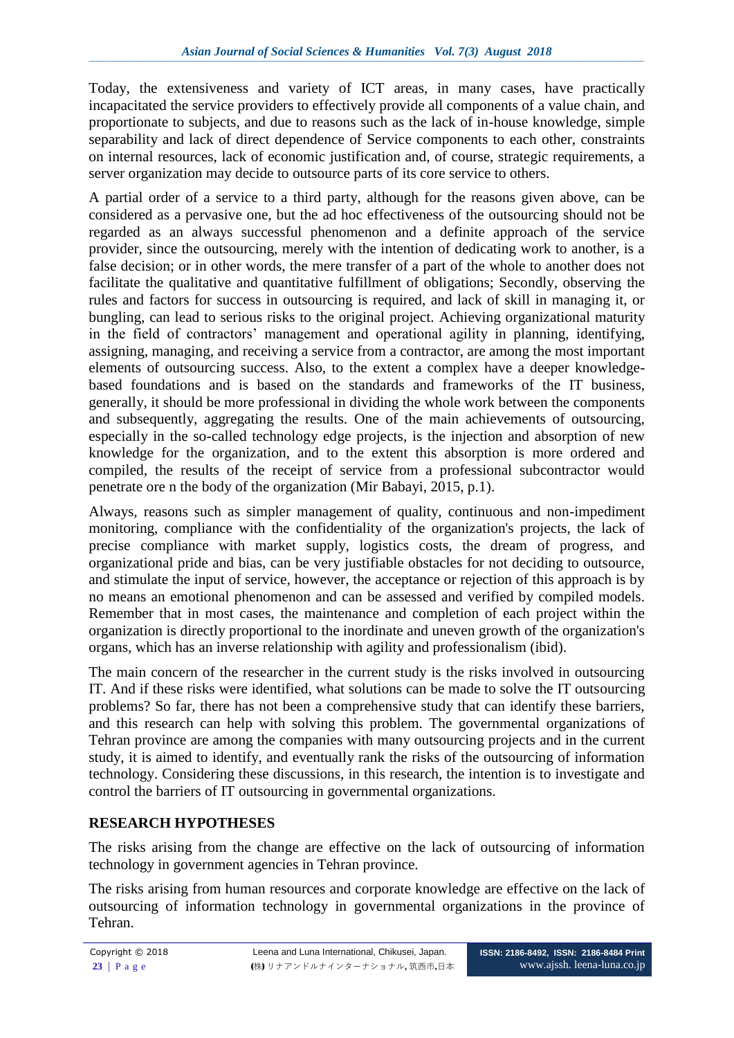Today, the extensiveness and variety of ICT areas, in many cases, have practically incapacitated the service providers to effectively provide all components of a value chain, and proportionate to subjects, and due to reasons such as the lack of in-house knowledge, simple separability and lack of direct dependence of Service components to each other, constraints on internal resources, lack of economic justification and, of course, strategic requirements, a server organization may decide to outsource parts of its core service to others.

A partial order of a service to a third party, although for the reasons given above, can be considered as a pervasive one, but the ad hoc effectiveness of the outsourcing should not be regarded as an always successful phenomenon and a definite approach of the service provider, since the outsourcing, merely with the intention of dedicating work to another, is a false decision; or in other words, the mere transfer of a part of the whole to another does not facilitate the qualitative and quantitative fulfillment of obligations; Secondly, observing the rules and factors for success in outsourcing is required, and lack of skill in managing it, or bungling, can lead to serious risks to the original project. Achieving organizational maturity in the field of contractors' management and operational agility in planning, identifying, assigning, managing, and receiving a service from a contractor, are among the most important elements of outsourcing success. Also, to the extent a complex have a deeper knowledge-based foundations and is based on the standards and frameworks of the IT business, generally, it should be more professional in dividing the whole work between the components and subsequently, aggregating the results. One of the main achievements of outsourcing, especially in the so-called technology edge projects, is the injection and absorption of new knowledge for the organization, and to the extent this absorption is more ordered and compiled, the results of the receipt of service from a professional subcontractor would penetrate ore n the body of the organization (Mir Babayi, 2015, p.1).

Always, reasons such as simpler management of quality, continuous and non-impediment monitoring, compliance with the confidentiality of the organization's projects, the lack of precise compliance with market supply, logistics costs, the dream of progress, and organizational pride and bias, can be very justifiable obstacles for not deciding to outsource, and stimulate the input of service, however, the acceptance or rejection of this approach is by no means an emotional phenomenon and can be assessed and verified by compiled models. Remember that in most cases, the maintenance and completion of each project within the organization is directly proportional to the inordinate and uneven growth of the organization's organs, which has an inverse relationship with agility and professionalism (ibid).

The main concern of the researcher in the current study is the risks involved in outsourcing IT. And if these risks were identified, what solutions can be made to solve the IT outsourcing problems? So far, there has not been a comprehensive study that can identify these barriers, and this research can help with solving this problem. The governmental organizations of Tehran province are among the companies with many outsourcing projects and in the current study, it is aimed to identify, and eventually rank the risks of the outsourcing of information technology. Considering these discussions, in this research, the intention is to investigate and control the barriers of IT outsourcing in governmental organizations.

## RESEARCH HYPOTHESES

The risks arising from the change are effective on the lack of outsourcing of information technology in government agencies in Tehran province.

The risks arising from human resources and corporate knowledge are effective on the lack of outsourcing of information technology in governmental organizations in the province of Tehran.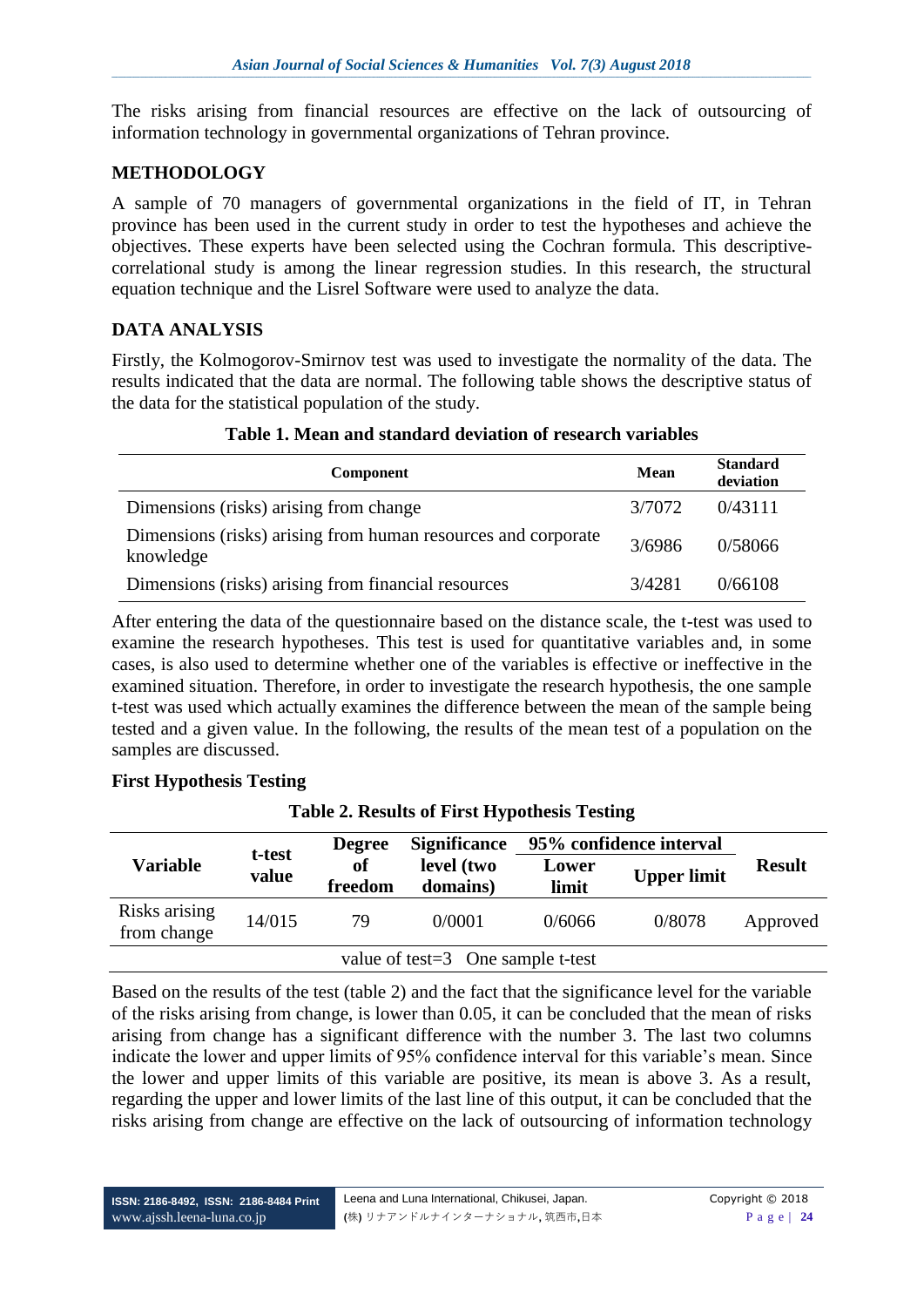The risks arising from financial resources are effective on the lack of outsourcing of information technology in governmental organizations of Tehran province.

## METHODOLOGY

A sample of 70 managers of governmental organizations in the field of IT, in Tehran province has been used in the current study in order to test the hypotheses and achieve the objectives. These experts have been selected using the Cochran formula. This descriptive-correlational study is among the linear regression studies. In this research, the structural equation technique and the Lisrel Software were used to analyze the data.

## DATA ANALYSIS

Firstly, the Kolmogorov-Smirnov test was used to investigate the normality of the data. The results indicated that the data are normal. The following table shows the descriptive status of the data for the statistical population of the study.

**Table 1. Mean and standard deviation of research variables**

| Component | Mean | Standard deviation |
|---|---|---|
| Dimensions (risks) arising from change | 3/7072 | 0/43111 |
| Dimensions (risks) arising from human resources and corporate knowledge | 3/6986 | 0/58066 |
| Dimensions (risks) arising from financial resources | 3/4281 | 0/66108 |

After entering the data of the questionnaire based on the distance scale, the t-test was used to examine the research hypotheses. This test is used for quantitative variables and, in some cases, is also used to determine whether one of the variables is effective or ineffective in the examined situation. Therefore, in order to investigate the research hypothesis, the one sample t-test was used which actually examines the difference between the mean of the sample being tested and a given value. In the following, the results of the mean test of a population on the samples are discussed.

### First Hypothesis Testing

**Table 2. Results of First Hypothesis Testing**

| Variable | t-test value | Degree of freedom | Significance level (two domains) | 95% confidence interval | | Result |
|---|---|---|---|---|---|---|
| | | | | Lower limit | Upper limit | |
| Risks arising from change | 14/015 | 79 | 0/0001 | 0/6066 | 0/8078 | Approved |
| value of test=3 One sample t-test | | | | | | |

Based on the results of the test (table 2) and the fact that the significance level for the variable of the risks arising from change, is lower than 0.05, it can be concluded that the mean of risks arising from change has a significant difference with the number 3. The last two columns indicate the lower and upper limits of 95% confidence interval for this variable's mean. Since the lower and upper limits of this variable are positive, its mean is above 3. As a result, regarding the upper and lower limits of the last line of this output, it can be concluded that the risks arising from change are effective on the lack of outsourcing of information technology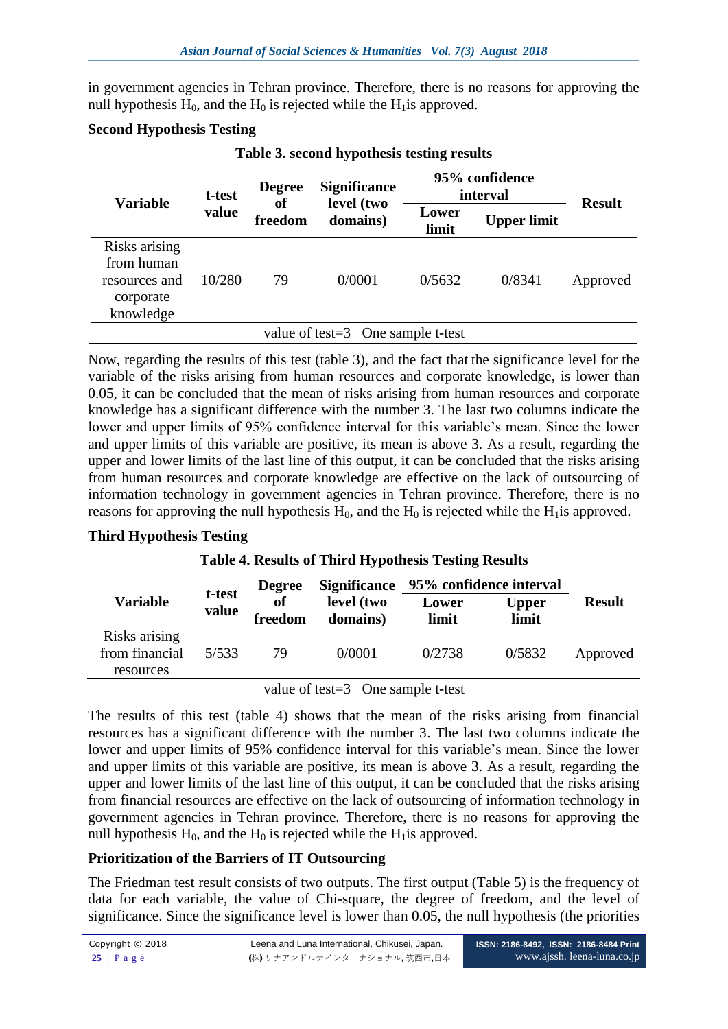in government agencies in Tehran province. Therefore, there is no reasons for approving the null hypothesis $H_0$, and the $H_0$ is rejected while the $H_1$is approved.

**Second Hypothesis Testing**

**Table 3. second hypothesis testing results**

| Variable | t-test value | Degree of freedom | Significance level (two domains) | 95% confidence interval | | Result |
|---|---|---|---|---|---|---|
| | | | | Lower limit | Upper limit | |
| Risks arising from human resources and corporate knowledge | 10/280 | 79 | 0/0001 | 0/5632 | 0/8341 | Approved |
| value of test=3 One sample t-test | | | | | | |

Now, regarding the results of this test (table 3), and the fact that the significance level for the variable of the risks arising from human resources and corporate knowledge, is lower than 0.05, it can be concluded that the mean of risks arising from human resources and corporate knowledge has a significant difference with the number 3. The last two columns indicate the lower and upper limits of 95% confidence interval for this variable's mean. Since the lower and upper limits of this variable are positive, its mean is above 3. As a result, regarding the upper and lower limits of the last line of this output, it can be concluded that the risks arising from human resources and corporate knowledge are effective on the lack of outsourcing of information technology in government agencies in Tehran province. Therefore, there is no reasons for approving the null hypothesis $H_0$, and the $H_0$ is rejected while the $H_1$is approved.

**Third Hypothesis Testing**

**Table 4. Results of Third Hypothesis Testing Results**

| Variable | t-test value | Degree of freedom | Significance level (two domains) | 95% confidence interval | | Result |
|---|---|---|---|---|---|---|
| | | | | Lower limit | Upper limit | |
| Risks arising from financial resources | 5/533 | 79 | 0/0001 | 0/2738 | 0/5832 | Approved |
| value of test=3 One sample t-test | | | | | | |

The results of this test (table 4) shows that the mean of the risks arising from financial resources has a significant difference with the number 3. The last two columns indicate the lower and upper limits of 95% confidence interval for this variable's mean. Since the lower and upper limits of this variable are positive, its mean is above 3. As a result, regarding the upper and lower limits of the last line of this output, it can be concluded that the risks arising from financial resources are effective on the lack of outsourcing of information technology in government agencies in Tehran province. Therefore, there is no reasons for approving the null hypothesis $H_0$, and the $H_0$ is rejected while the $H_1$is approved.

**Prioritization of the Barriers of IT Outsourcing**

The Friedman test result consists of two outputs. The first output (Table 5) is the frequency of data for each variable, the value of Chi-square, the degree of freedom, and the level of significance. Since the significance level is lower than 0.05, the null hypothesis (the priorities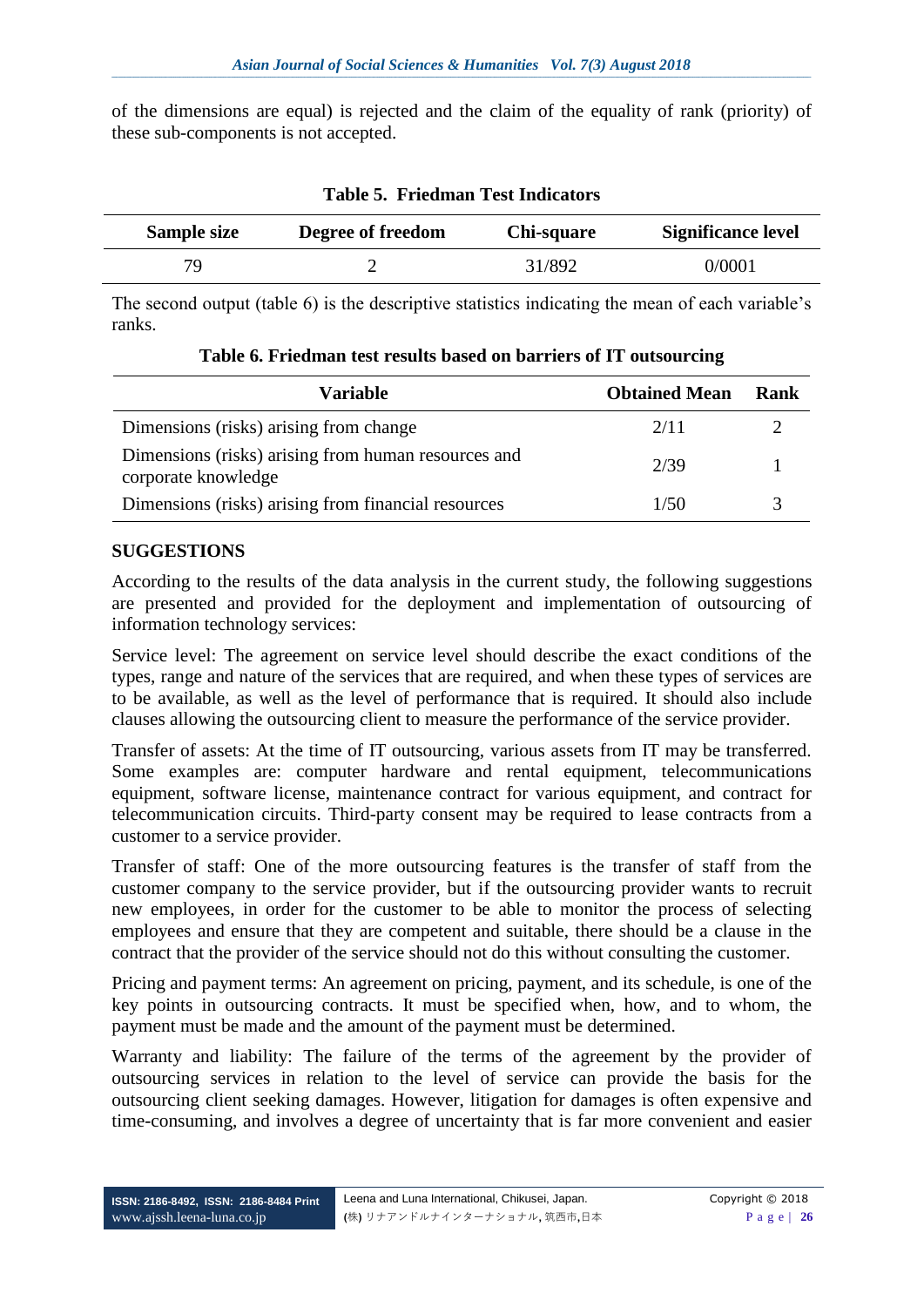of the dimensions are equal) is rejected and the claim of the equality of rank (priority) of these sub-components is not accepted.

**Table 5. Friedman Test Indicators**

| Sample size | Degree of freedom | Chi-square | Significance level |
|---|---|---|---|
| 79 | 2 | 31/892 | 0/0001 |

The second output (table 6) is the descriptive statistics indicating the mean of each variable's ranks.

**Table 6. Friedman test results based on barriers of IT outsourcing**

| Variable | Obtained Mean | Rank |
|---|---|---|
| Dimensions (risks) arising from change | 2/11 | 2 |
| Dimensions (risks) arising from human resources and corporate knowledge | 2/39 | 1 |
| Dimensions (risks) arising from financial resources | 1/50 | 3 |

## SUGGESTIONS

According to the results of the data analysis in the current study, the following suggestions are presented and provided for the deployment and implementation of outsourcing of information technology services:

Service level: The agreement on service level should describe the exact conditions of the types, range and nature of the services that are required, and when these types of services are to be available, as well as the level of performance that is required. It should also include clauses allowing the outsourcing client to measure the performance of the service provider.

Transfer of assets: At the time of IT outsourcing, various assets from IT may be transferred. Some examples are: computer hardware and rental equipment, telecommunications equipment, software license, maintenance contract for various equipment, and contract for telecommunication circuits. Third-party consent may be required to lease contracts from a customer to a service provider.

Transfer of staff: One of the more outsourcing features is the transfer of staff from the customer company to the service provider, but if the outsourcing provider wants to recruit new employees, in order for the customer to be able to monitor the process of selecting employees and ensure that they are competent and suitable, there should be a clause in the contract that the provider of the service should not do this without consulting the customer.

Pricing and payment terms: An agreement on pricing, payment, and its schedule, is one of the key points in outsourcing contracts. It must be specified when, how, and to whom, the payment must be made and the amount of the payment must be determined.

Warranty and liability: The failure of the terms of the agreement by the provider of outsourcing services in relation to the level of service can provide the basis for the outsourcing client seeking damages. However, litigation for damages is often expensive and time-consuming, and involves a degree of uncertainty that is far more convenient and easier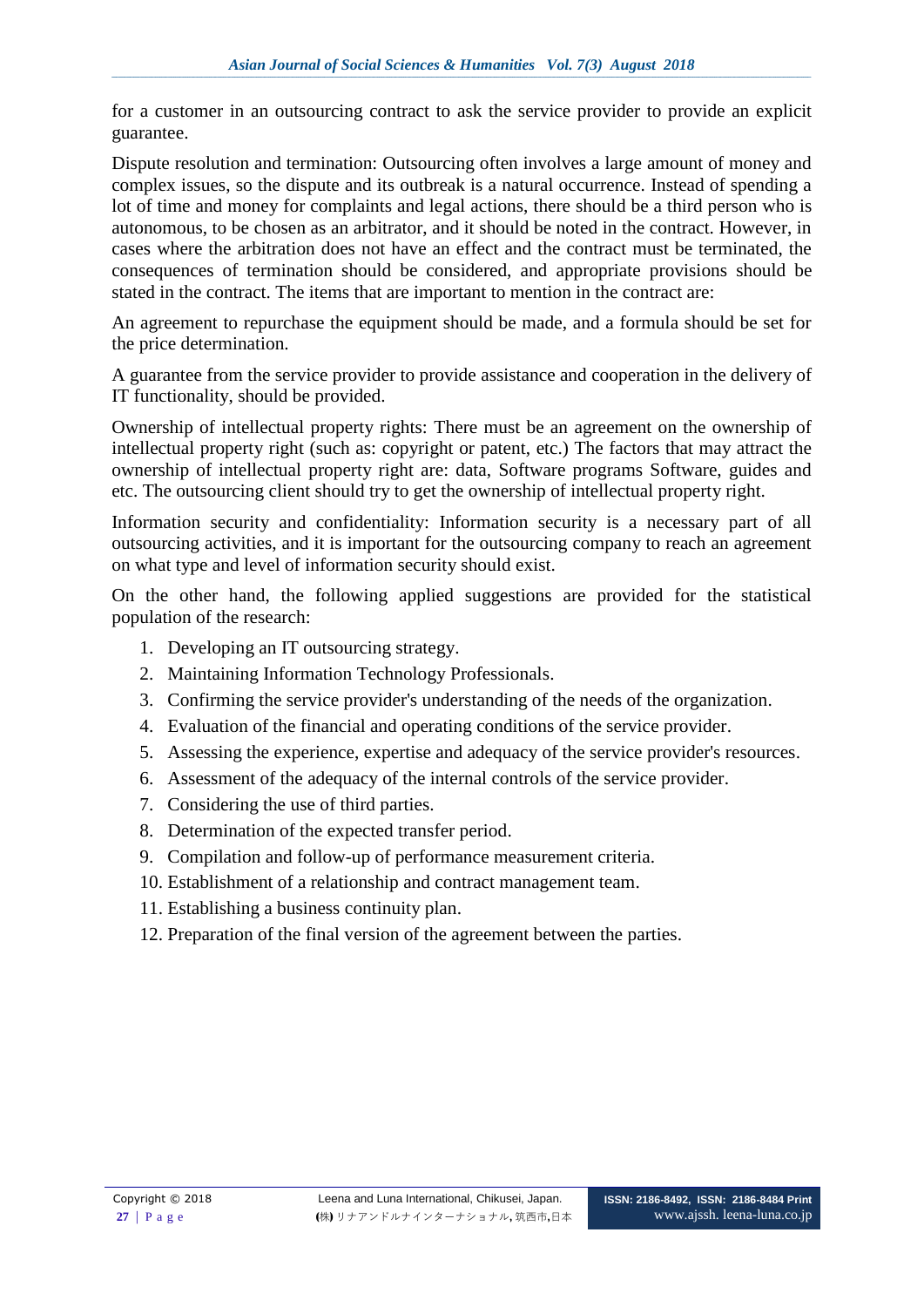for a customer in an outsourcing contract to ask the service provider to provide an explicit guarantee.

Dispute resolution and termination: Outsourcing often involves a large amount of money and complex issues, so the dispute and its outbreak is a natural occurrence. Instead of spending a lot of time and money for complaints and legal actions, there should be a third person who is autonomous, to be chosen as an arbitrator, and it should be noted in the contract. However, in cases where the arbitration does not have an effect and the contract must be terminated, the consequences of termination should be considered, and appropriate provisions should be stated in the contract. The items that are important to mention in the contract are:

An agreement to repurchase the equipment should be made, and a formula should be set for the price determination.

A guarantee from the service provider to provide assistance and cooperation in the delivery of IT functionality, should be provided.

Ownership of intellectual property rights: There must be an agreement on the ownership of intellectual property right (such as: copyright or patent, etc.) The factors that may attract the ownership of intellectual property right are: data, Software programs Software, guides and etc. The outsourcing client should try to get the ownership of intellectual property right.

Information security and confidentiality: Information security is a necessary part of all outsourcing activities, and it is important for the outsourcing company to reach an agreement on what type and level of information security should exist.

On the other hand, the following applied suggestions are provided for the statistical population of the research:

1. Developing an IT outsourcing strategy.
2. Maintaining Information Technology Professionals.
3. Confirming the service provider's understanding of the needs of the organization.
4. Evaluation of the financial and operating conditions of the service provider.
5. Assessing the experience, expertise and adequacy of the service provider's resources.
6. Assessment of the adequacy of the internal controls of the service provider.
7. Considering the use of third parties.
8. Determination of the expected transfer period.
9. Compilation and follow-up of performance measurement criteria.
10. Establishment of a relationship and contract management team.
11. Establishing a business continuity plan.
12. Preparation of the final version of the agreement between the parties.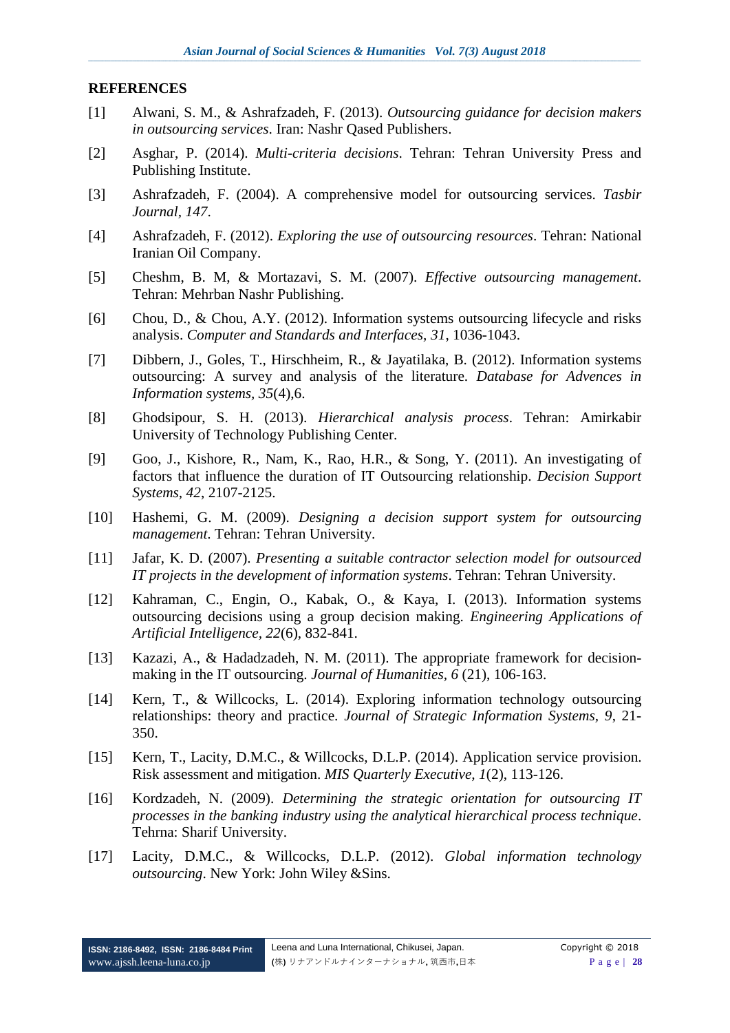## REFERENCES

[1] Alwani, S. M., & Ashrafzadeh, F. (2013). *Outsourcing guidance for decision makers in outsourcing services*. Iran: Nashr Qased Publishers.

[2] Asghar, P. (2014). *Multi-criteria decisions*. Tehran: Tehran University Press and Publishing Institute.

[3] Ashrafzadeh, F. (2004). A comprehensive model for outsourcing services. *Tasbir Journal, 147*.

[4] Ashrafzadeh, F. (2012). *Exploring the use of outsourcing resources*. Tehran: National Iranian Oil Company.

[5] Cheshm, B. M, & Mortazavi, S. M. (2007). *Effective outsourcing management*. Tehran: Mehrban Nashr Publishing.

[6] Chou, D., & Chou, A.Y. (2012). Information systems outsourcing lifecycle and risks analysis. *Computer and Standards and Interfaces, 31*, 1036-1043.

[7] Dibbern, J., Goles, T., Hirschheim, R., & Jayatilaka, B. (2012). Information systems outsourcing: A survey and analysis of the literature. *Database for Advences in Information systems, 35*(4),6.

[8] Ghodsipour, S. H. (2013). *Hierarchical analysis process*. Tehran: Amirkabir University of Technology Publishing Center.

[9] Goo, J., Kishore, R., Nam, K., Rao, H.R., & Song, Y. (2011). An investigating of factors that influence the duration of IT Outsourcing relationship. *Decision Support Systems, 42*, 2107-2125.

[10] Hashemi, G. M. (2009). *Designing a decision support system for outsourcing management*. Tehran: Tehran University.

[11] Jafar, K. D. (2007). *Presenting a suitable contractor selection model for outsourced IT projects in the development of information systems*. Tehran: Tehran University.

[12] Kahraman, C., Engin, O., Kabak, O., & Kaya, I. (2013). Information systems outsourcing decisions using a group decision making. *Engineering Applications of Artificial Intelligence, 22*(6), 832-841.

[13] Kazazi, A., & Hadadzadeh, N. M. (2011). The appropriate framework for decision-making in the IT outsourcing. *Journal of Humanities, 6* (21), 106-163.

[14] Kern, T., & Willcocks, L. (2014). Exploring information technology outsourcing relationships: theory and practice. *Journal of Strategic Information Systems, 9*, 21-350.

[15] Kern, T., Lacity, D.M.C., & Willcocks, D.L.P. (2014). Application service provision. Risk assessment and mitigation. *MIS Quarterly Executive, 1*(2), 113-126.

[16] Kordzadeh, N. (2009). *Determining the strategic orientation for outsourcing IT processes in the banking industry using the analytical hierarchical process technique*. Tehrna: Sharif University.

[17] Lacity, D.M.C., & Willcocks, D.L.P. (2012). *Global information technology outsourcing*. New York: John Wiley &Sins.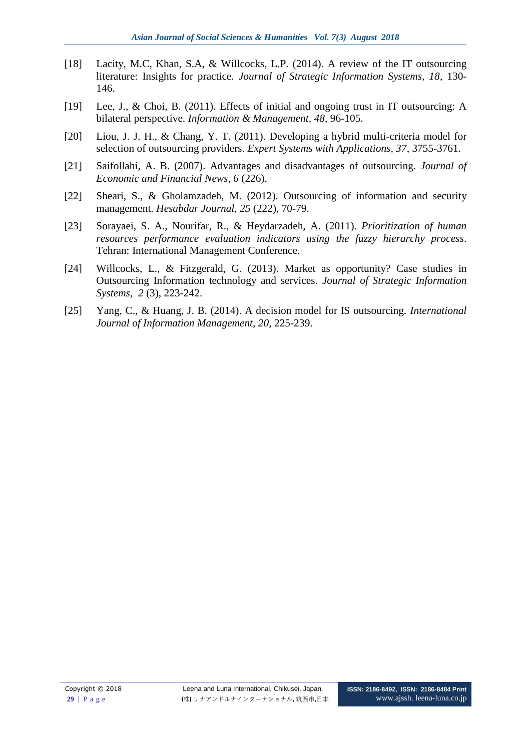[18] Lacity, M.C, Khan, S.A, & Willcocks, L.P. (2014). A review of the IT outsourcing literature: Insights for practice. *Journal of Strategic Information Systems*, *18*, 130-146.

[19] Lee, J., & Choi, B. (2011). Effects of initial and ongoing trust in IT outsourcing: A bilateral perspective. *Information & Management*, *48*, 96-105.

[20] Liou, J. J. H., & Chang, Y. T. (2011). Developing a hybrid multi-criteria model for selection of outsourcing providers. *Expert Systems with Applications*, *37*, 3755-3761.

[21] Saifollahi, A. B. (2007). Advantages and disadvantages of outsourcing. *Journal of Economic and Financial News*, *6* (226).

[22] Sheari, S., & Gholamzadeh, M. (2012). Outsourcing of information and security management. *Hesabdar Journal*, *25* (222), 70-79.

[23] Sorayaei, S. A., Nourifar, R., & Heydarzadeh, A. (2011). *Prioritization of human resources performance evaluation indicators using the fuzzy hierarchy process*. Tehran: International Management Conference.

[24] Willcocks, L., & Fitzgerald, G. (2013). Market as opportunity? Case studies in Outsourcing Information technology and services. *Journal of Strategic Information Systems*, *2* (3), 223-242.

[25] Yang, C., & Huang, J. B. (2014). A decision model for IS outsourcing. *International Journal of Information Management*, *20*, 225-239.